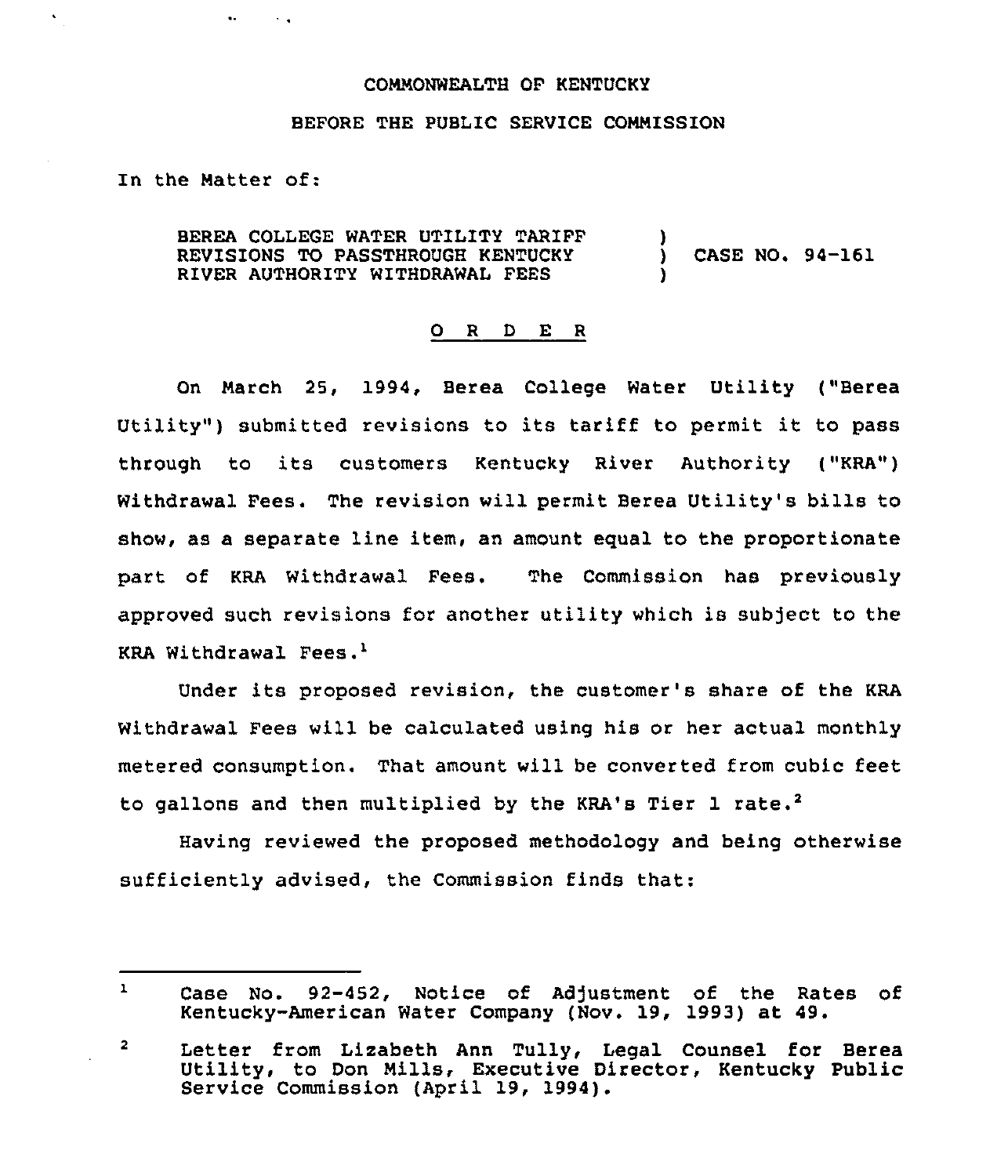COMMONWEALTH OF KENTUCKY

BEFORE THE PUBLIC SERVICE COMMISSION

In the Matter of:

BEREA COLLEGE WATER UTILITY TARIFF REVISIONS TO PASSTHROUGH KENTUCKY RIVER AUTHORITY WITHDRAWAL FEES ) CASE NO. 94-161

## O R D E R

On March 25, 1994, Berea College Water Utility ("Berea Utility") submitted revisions to its tariff to permit it to pass through to its customers Kentucky River Authority ("KRA") Withdrawal Fees. The revision will permit Berea Utility's bills to show, as a separate line item, an amount equal to the proportionate part of KRA Withdrawal Fees. The Commission has previously approved such revisions for another utility which is subject to the KRA Withdrawal Fees.[1]

Under its proposed revision, the customer's share of the KRA Withdrawal Fees will be calculated using his or her actual monthly metered consumption. That amount will be converted from cubic feet to gallons and then multiplied by the KRA's Tier 1 rate.[2]

Having reviewed the proposed methodology and being otherwise sufficiently advised, the Commission finds that:

---

[1] Case No. 92-452, Notice of Adjustment of the Rates of Kentucky-American Water Company (Nov. 19, 1993) at 49.

[2] Letter from Lizabeth Ann Tully, Legal Counsel for Berea Utility, to Don Mills, Executive Director, Kentucky Public Service Commission (April 19, 1994).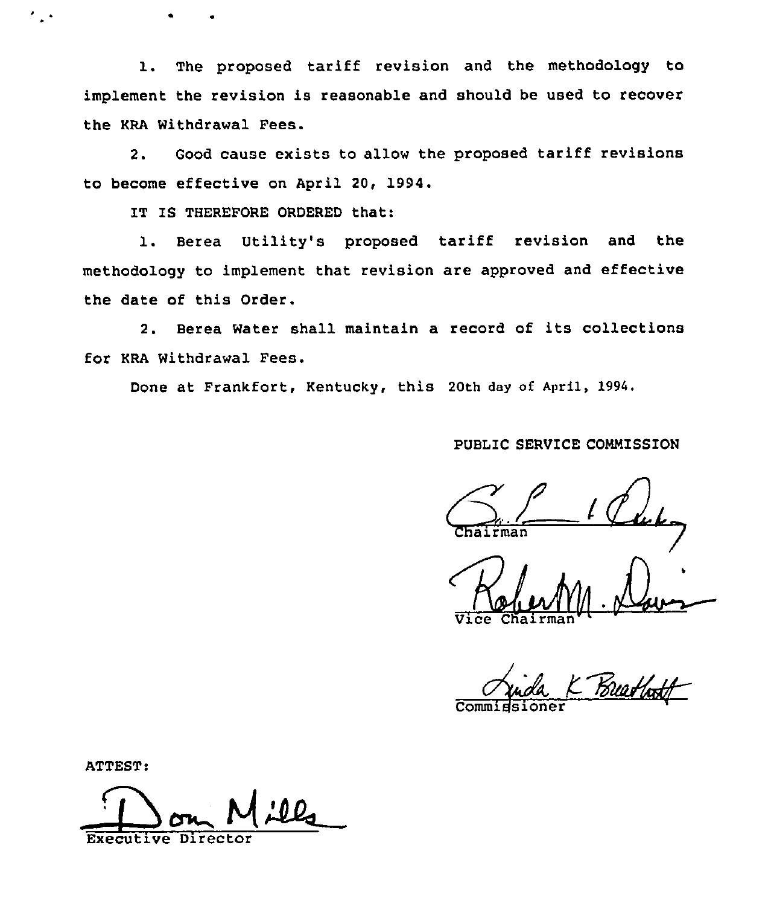1. The proposed tariff revision and the methodology to implement the revision is reasonable and should be used to recover the KRA Withdrawal Fees.

2. Good cause exists to allow the proposed tariff revisions to become effective on April 20, 1994.

IT IS THEREFORE ORDERED that:

1. Berea Utility's proposed tariff revision and the methodology to implement that revision are approved and effective the date of this Order.

2. Berea Water shall maintain a record of its collections for KRA Withdrawal Fees.

Done at Frankfort, Kentucky, this 20th day of April, 1994.

PUBLIC SERVICE COMMISSION

Chairman

Vice Chairman

Commissioner

ATTEST:

Executive Director